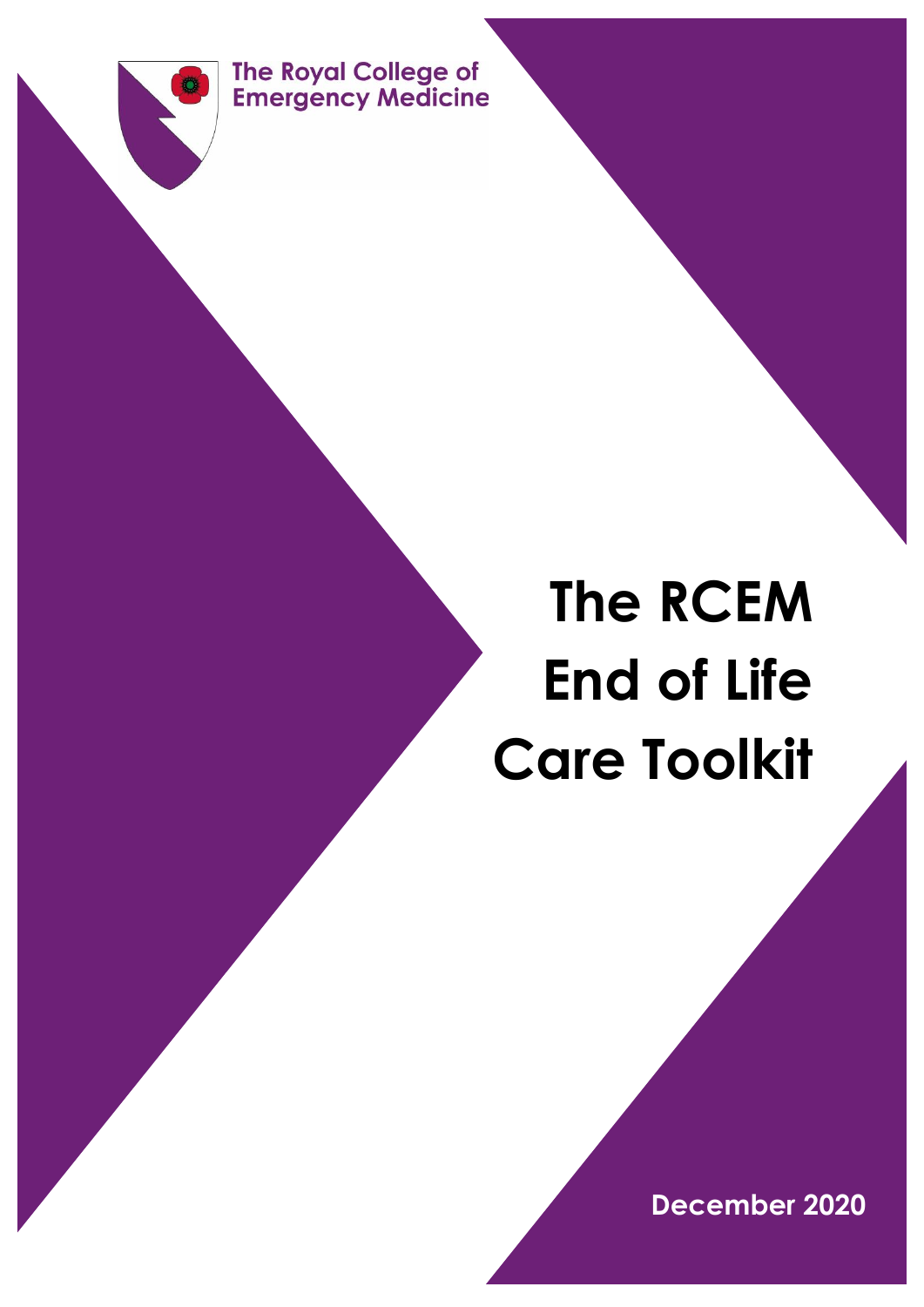The Royal College of Emergency Medicine

# The RCEM End of Life Care Toolkit

**December 2020**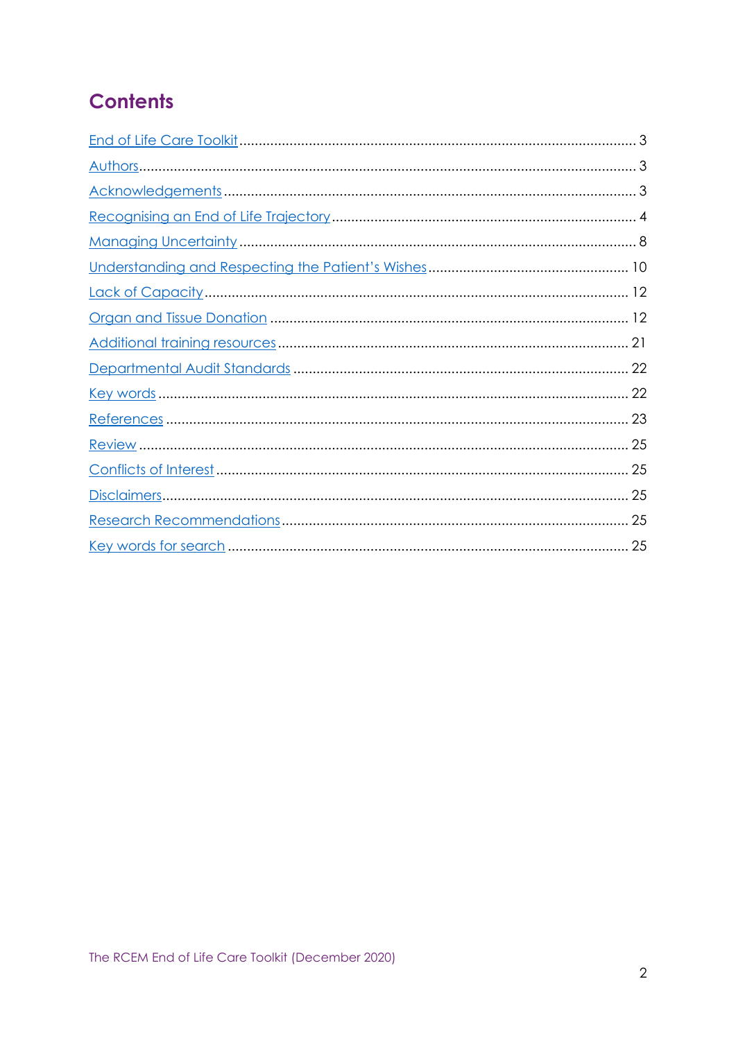# Contents

End of Life Care Toolkit ........ 3
Authors ........ 3
Acknowledgements ........ 3
Recognising an End of Life Trajectory ........ 4
Managing Uncertainty ........ 8
Understanding and Respecting the Patient's Wishes ........ 10
Lack of Capacity ........ 12
Organ and Tissue Donation ........ 12
Additional training resources ........ 21
Departmental Audit Standards ........ 22
Key words ........ 22
References ........ 23
Review ........ 25
Conflicts of Interest ........ 25
Disclaimers ........ 25
Research Recommendations ........ 25
Key words for search ........ 25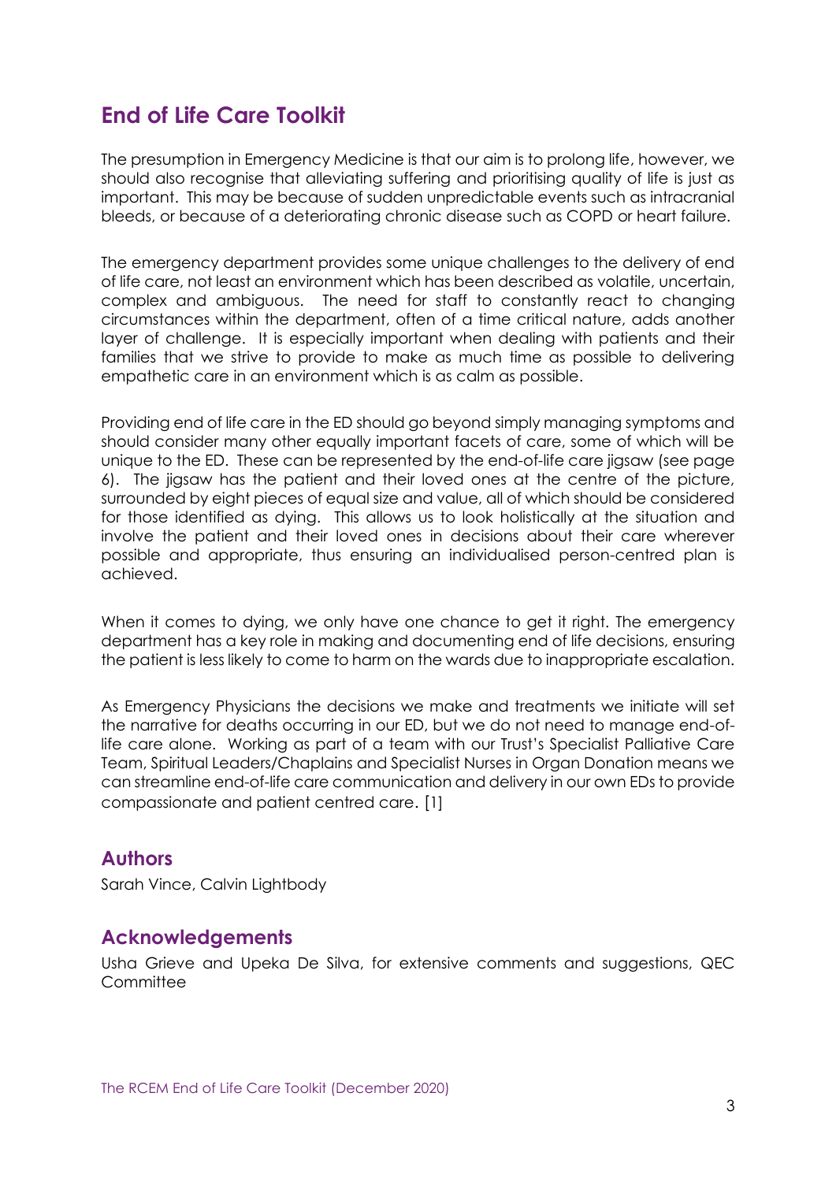# End of Life Care Toolkit

The presumption in Emergency Medicine is that our aim is to prolong life, however, we should also recognise that alleviating suffering and prioritising quality of life is just as important. This may be because of sudden unpredictable events such as intracranial bleeds, or because of a deteriorating chronic disease such as COPD or heart failure.

The emergency department provides some unique challenges to the delivery of end of life care, not least an environment which has been described as volatile, uncertain, complex and ambiguous. The need for staff to constantly react to changing circumstances within the department, often of a time critical nature, adds another layer of challenge. It is especially important when dealing with patients and their families that we strive to provide to make as much time as possible to delivering empathetic care in an environment which is as calm as possible.

Providing end of life care in the ED should go beyond simply managing symptoms and should consider many other equally important facets of care, some of which will be unique to the ED. These can be represented by the end-of-life care jigsaw (see page 6). The jigsaw has the patient and their loved ones at the centre of the picture, surrounded by eight pieces of equal size and value, all of which should be considered for those identified as dying. This allows us to look holistically at the situation and involve the patient and their loved ones in decisions about their care wherever possible and appropriate, thus ensuring an individualised person-centred plan is achieved.

When it comes to dying, we only have one chance to get it right. The emergency department has a key role in making and documenting end of life decisions, ensuring the patient is less likely to come to harm on the wards due to inappropriate escalation.

As Emergency Physicians the decisions we make and treatments we initiate will set the narrative for deaths occurring in our ED, but we do not need to manage end-of-life care alone. Working as part of a team with our Trust's Specialist Palliative Care Team, Spiritual Leaders/Chaplains and Specialist Nurses in Organ Donation means we can streamline end-of-life care communication and delivery in our own EDs to provide compassionate and patient centred care. [1]

## Authors

Sarah Vince, Calvin Lightbody

## Acknowledgements

Usha Grieve and Upeka De Silva, for extensive comments and suggestions, QEC Committee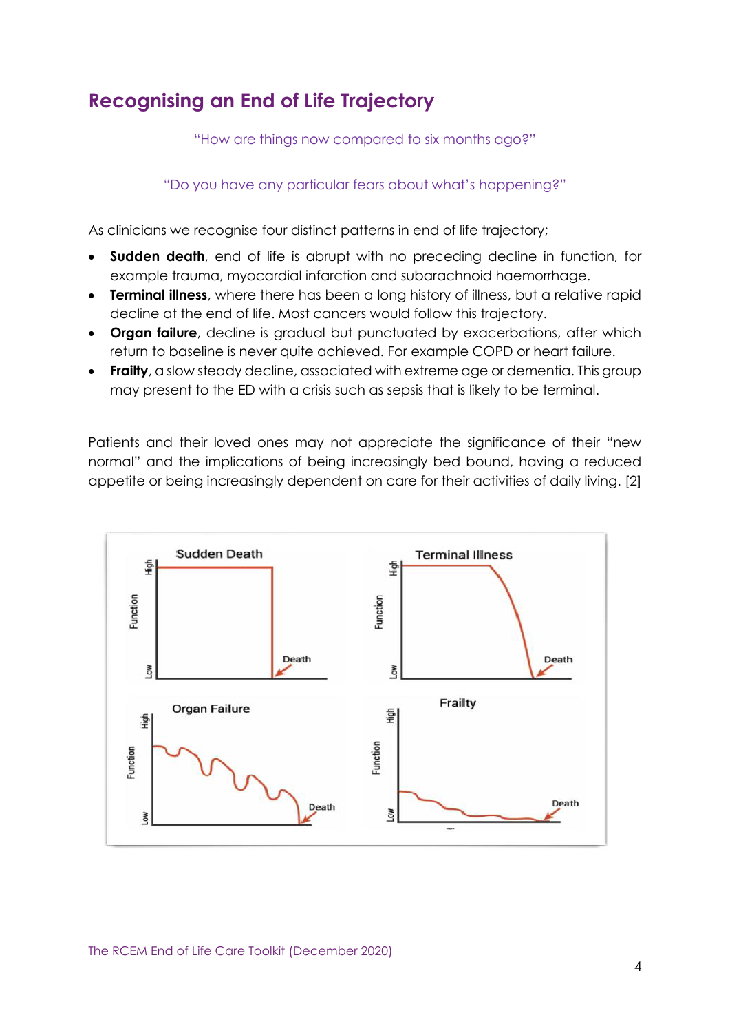## Recognising an End of Life Trajectory

"How are things now compared to six months ago?"

"Do you have any particular fears about what's happening?"

As clinicians we recognise four distinct patterns in end of life trajectory;

- **Sudden death**, end of life is abrupt with no preceding decline in function, for example trauma, myocardial infarction and subarachnoid haemorrhage.
- **Terminal illness**, where there has been a long history of illness, but a relative rapid decline at the end of life. Most cancers would follow this trajectory.
- **Organ failure**, decline is gradual but punctuated by exacerbations, after which return to baseline is never quite achieved. For example COPD or heart failure.
- **Frailty**, a slow steady decline, associated with extreme age or dementia. This group may present to the ED with a crisis such as sepsis that is likely to be terminal.

Patients and their loved ones may not appreciate the significance of their "new normal" and the implications of being increasingly bed bound, having a reduced appetite or being increasingly dependent on care for their activities of daily living. [2]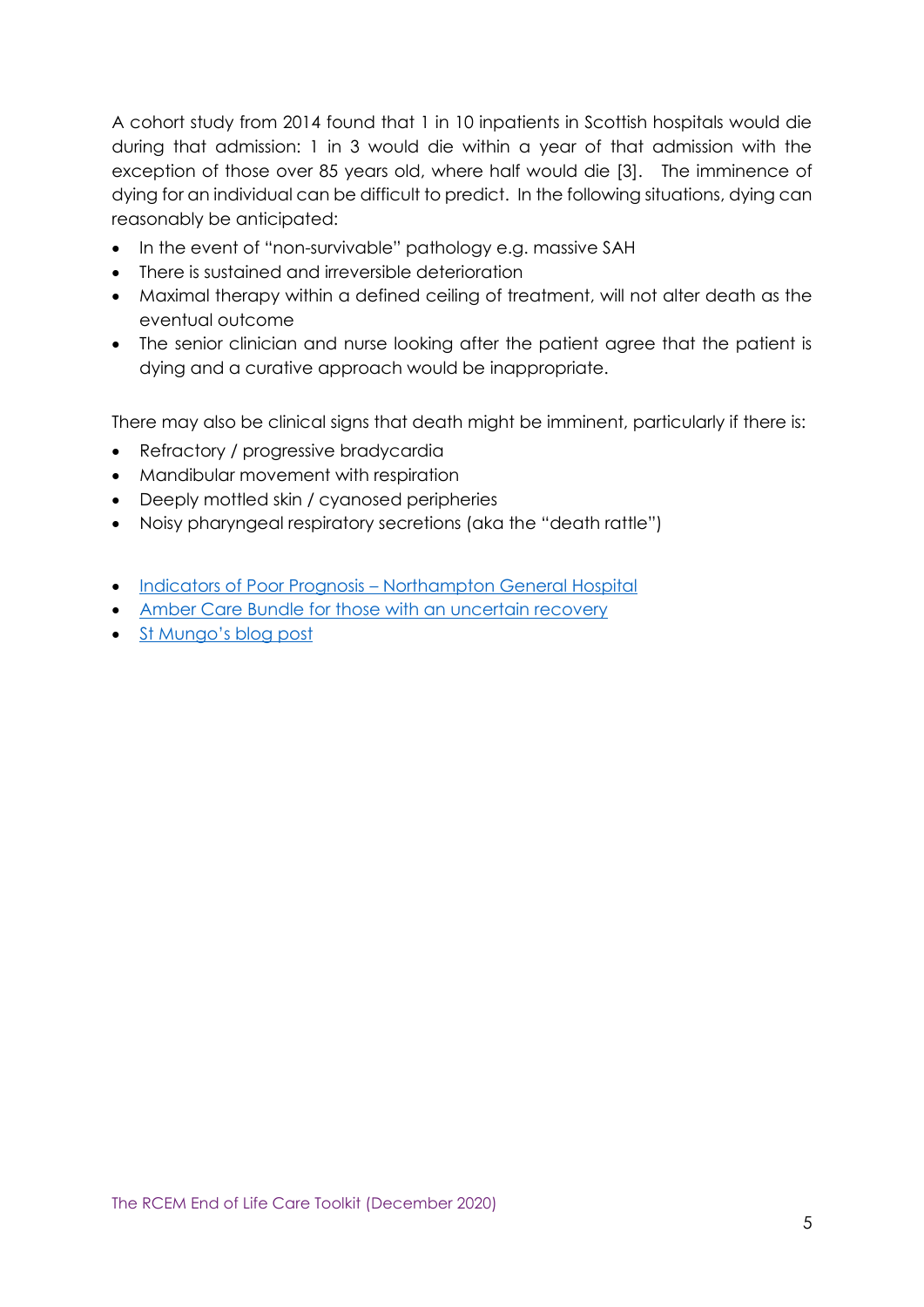A cohort study from 2014 found that 1 in 10 inpatients in Scottish hospitals would die during that admission: 1 in 3 would die within a year of that admission with the exception of those over 85 years old, where half would die [3]. The imminence of dying for an individual can be difficult to predict. In the following situations, dying can reasonably be anticipated:

- In the event of "non-survivable" pathology e.g. massive SAH
- There is sustained and irreversible deterioration
- Maximal therapy within a defined ceiling of treatment, will not alter death as the eventual outcome
- The senior clinician and nurse looking after the patient agree that the patient is dying and a curative approach would be inappropriate.

There may also be clinical signs that death might be imminent, particularly if there is:

- Refractory / progressive bradycardia
- Mandibular movement with respiration
- Deeply mottled skin / cyanosed peripheries
- Noisy pharyngeal respiratory secretions (aka the "death rattle")

- Indicators of Poor Prognosis – Northampton General Hospital
- Amber Care Bundle for those with an uncertain recovery
- St Mungo's blog post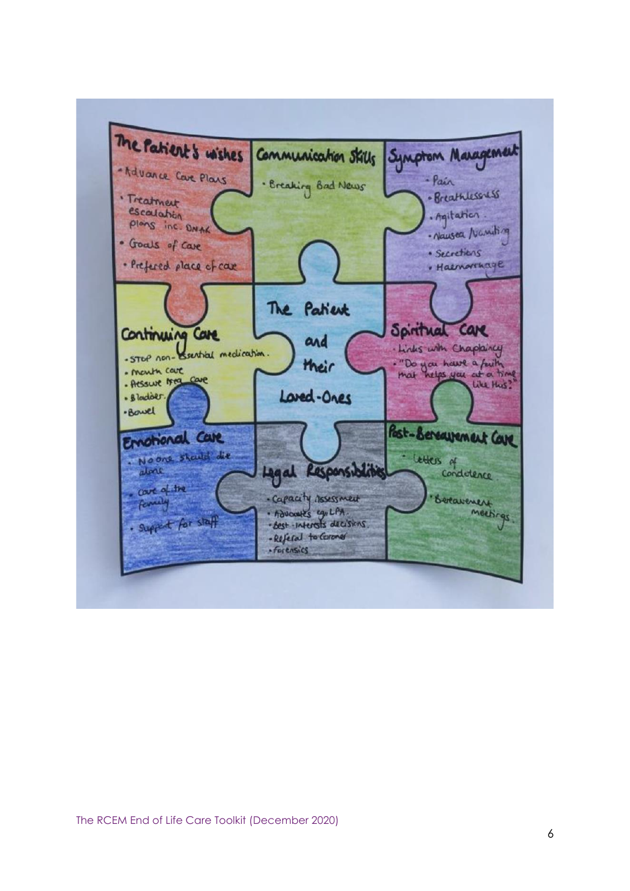**The Patient's wishes**

- Advance Care Plans
- Treatment escalation plans inc. DNAR
- Goals of Care
- Prefered place of care

**Communication Skills**

- Breaking Bad News

**Symptom Management**

- Pain
- Breathlessness
- Agitation
- Nausea / Vomiting
- Secretions
- Haemorrhage

**Continuing Care**

- STOP non-essential medication.
- mouth care
- Pressure Area Care
- Bladder.
- Bowel

**The Patient and their Loved-Ones**

**Spiritual Care**

- Links with Chaplaincy
- "Do you have a faith that helps you at a time like this?"

**Emotional Care**

- No one should die alone
- care of the family
- Support for staff

**Legal Responsibilities**

- Capacity Assessment
- Advocates eg LPA.
- Best - interests decisions
- Referal to Coroner
- Forensics

**Post-Bereavement Care**

- Letters of condolence.
- Bereavement meetings.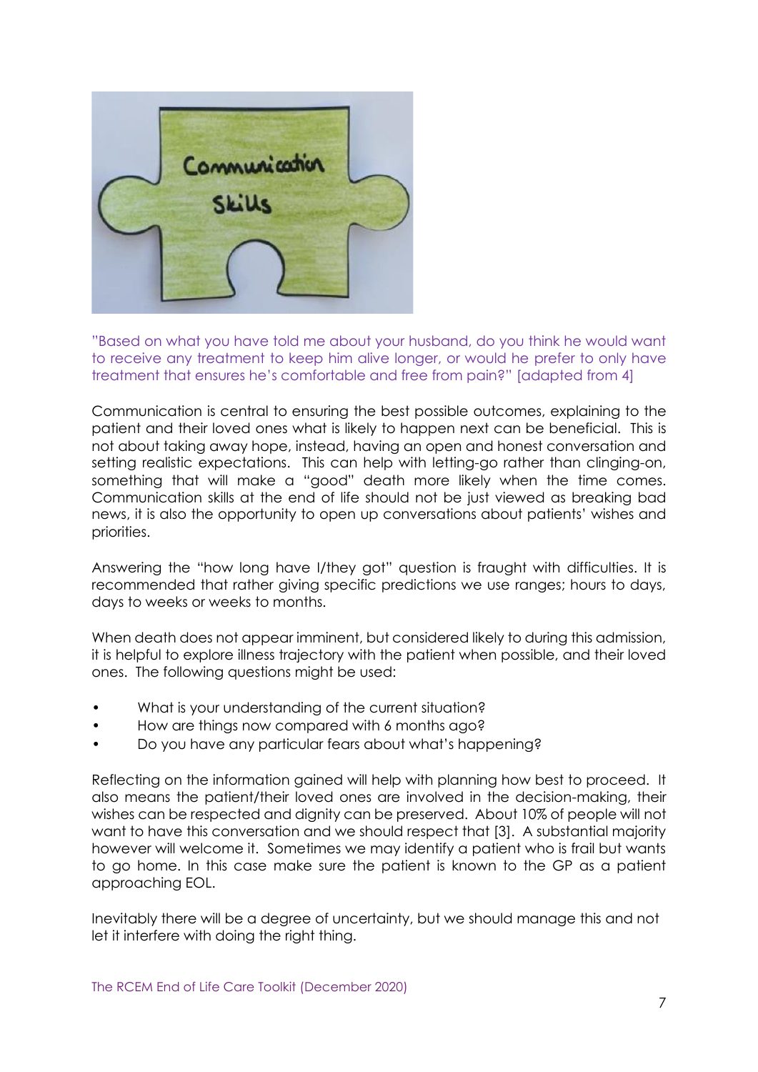## Communication Skills

"Based on what you have told me about your husband, do you think he would want to receive any treatment to keep him alive longer, or would he prefer to only have treatment that ensures he's comfortable and free from pain?" [adapted from 4]

Communication is central to ensuring the best possible outcomes, explaining to the patient and their loved ones what is likely to happen next can be beneficial. This is not about taking away hope, instead, having an open and honest conversation and setting realistic expectations. This can help with letting-go rather than clinging-on, something that will make a "good" death more likely when the time comes. Communication skills at the end of life should not be just viewed as breaking bad news, it is also the opportunity to open up conversations about patients' wishes and priorities.

Answering the "how long have I/they got" question is fraught with difficulties. It is recommended that rather giving specific predictions we use ranges; hours to days, days to weeks or weeks to months.

When death does not appear imminent, but considered likely to during this admission, it is helpful to explore illness trajectory with the patient when possible, and their loved ones. The following questions might be used:

- What is your understanding of the current situation?
- How are things now compared with 6 months ago?
- Do you have any particular fears about what's happening?

Reflecting on the information gained will help with planning how best to proceed. It also means the patient/their loved ones are involved in the decision-making, their wishes can be respected and dignity can be preserved. About 10% of people will not want to have this conversation and we should respect that [3]. A substantial majority however will welcome it. Sometimes we may identify a patient who is frail but wants to go home. In this case make sure the patient is known to the GP as a patient approaching EOL.

Inevitably there will be a degree of uncertainty, but we should manage this and not let it interfere with doing the right thing.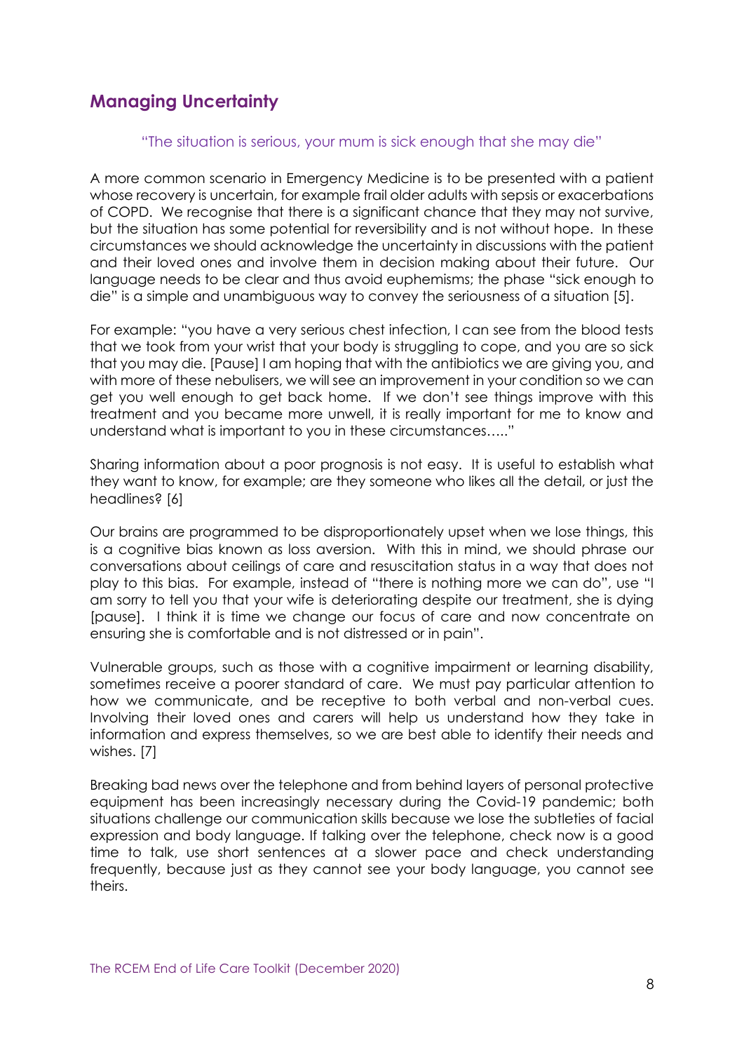## Managing Uncertainty

"The situation is serious, your mum is sick enough that she may die"

A more common scenario in Emergency Medicine is to be presented with a patient whose recovery is uncertain, for example frail older adults with sepsis or exacerbations of COPD. We recognise that there is a significant chance that they may not survive, but the situation has some potential for reversibility and is not without hope. In these circumstances we should acknowledge the uncertainty in discussions with the patient and their loved ones and involve them in decision making about their future. Our language needs to be clear and thus avoid euphemisms; the phase "sick enough to die" is a simple and unambiguous way to convey the seriousness of a situation [5].

For example: "you have a very serious chest infection, I can see from the blood tests that we took from your wrist that your body is struggling to cope, and you are so sick that you may die. [Pause] I am hoping that with the antibiotics we are giving you, and with more of these nebulisers, we will see an improvement in your condition so we can get you well enough to get back home. If we don't see things improve with this treatment and you became more unwell, it is really important for me to know and understand what is important to you in these circumstances….."

Sharing information about a poor prognosis is not easy. It is useful to establish what they want to know, for example; are they someone who likes all the detail, or just the headlines? [6]

Our brains are programmed to be disproportionately upset when we lose things, this is a cognitive bias known as loss aversion. With this in mind, we should phrase our conversations about ceilings of care and resuscitation status in a way that does not play to this bias. For example, instead of "there is nothing more we can do", use "I am sorry to tell you that your wife is deteriorating despite our treatment, she is dying [pause]. I think it is time we change our focus of care and now concentrate on ensuring she is comfortable and is not distressed or in pain".

Vulnerable groups, such as those with a cognitive impairment or learning disability, sometimes receive a poorer standard of care. We must pay particular attention to how we communicate, and be receptive to both verbal and non-verbal cues. Involving their loved ones and carers will help us understand how they take in information and express themselves, so we are best able to identify their needs and wishes. [7]

Breaking bad news over the telephone and from behind layers of personal protective equipment has been increasingly necessary during the Covid-19 pandemic; both situations challenge our communication skills because we lose the subtleties of facial expression and body language. If talking over the telephone, check now is a good time to talk, use short sentences at a slower pace and check understanding frequently, because just as they cannot see your body language, you cannot see theirs.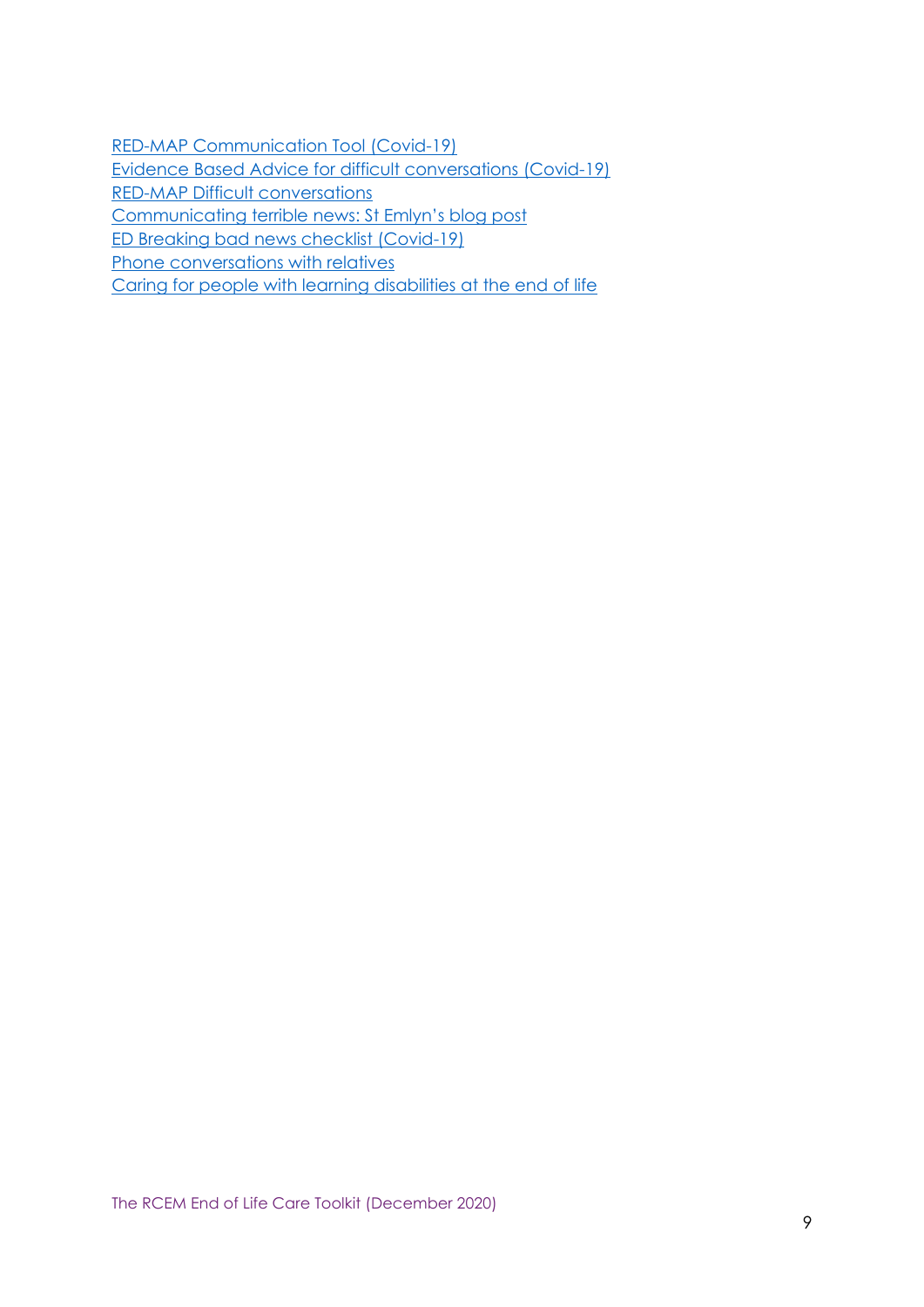RED-MAP Communication Tool (Covid-19)
Evidence Based Advice for difficult conversations (Covid-19)
RED-MAP Difficult conversations
Communicating terrible news: St Emlyn's blog post
ED Breaking bad news checklist (Covid-19)
Phone conversations with relatives
Caring for people with learning disabilities at the end of life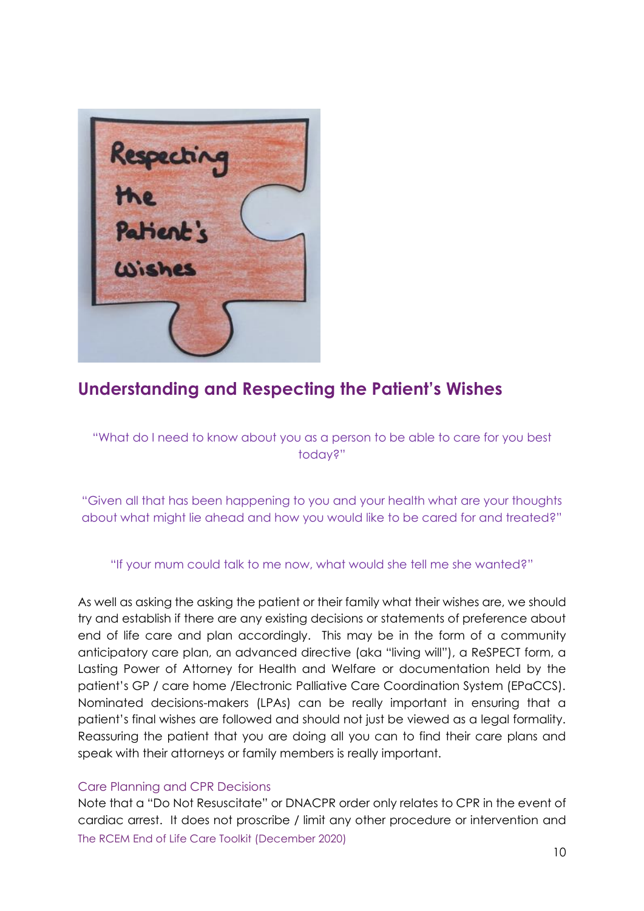## Understanding and Respecting the Patient's Wishes

"What do I need to know about you as a person to be able to care for you best today?"

"Given all that has been happening to you and your health what are your thoughts about what might lie ahead and how you would like to be cared for and treated?"

"If your mum could talk to me now, what would she tell me she wanted?"

As well as asking the asking the patient or their family what their wishes are, we should try and establish if there are any existing decisions or statements of preference about end of life care and plan accordingly. This may be in the form of a community anticipatory care plan, an advanced directive (aka "living will"), a ReSPECT form, a Lasting Power of Attorney for Health and Welfare or documentation held by the patient's GP / care home /Electronic Palliative Care Coordination System (EPaCCS). Nominated decisions-makers (LPAs) can be really important in ensuring that a patient's final wishes are followed and should not just be viewed as a legal formality. Reassuring the patient that you are doing all you can to find their care plans and speak with their attorneys or family members is really important.

### Care Planning and CPR Decisions

Note that a "Do Not Resuscitate" or DNACPR order only relates to CPR in the event of cardiac arrest. It does not proscribe / limit any other procedure or intervention and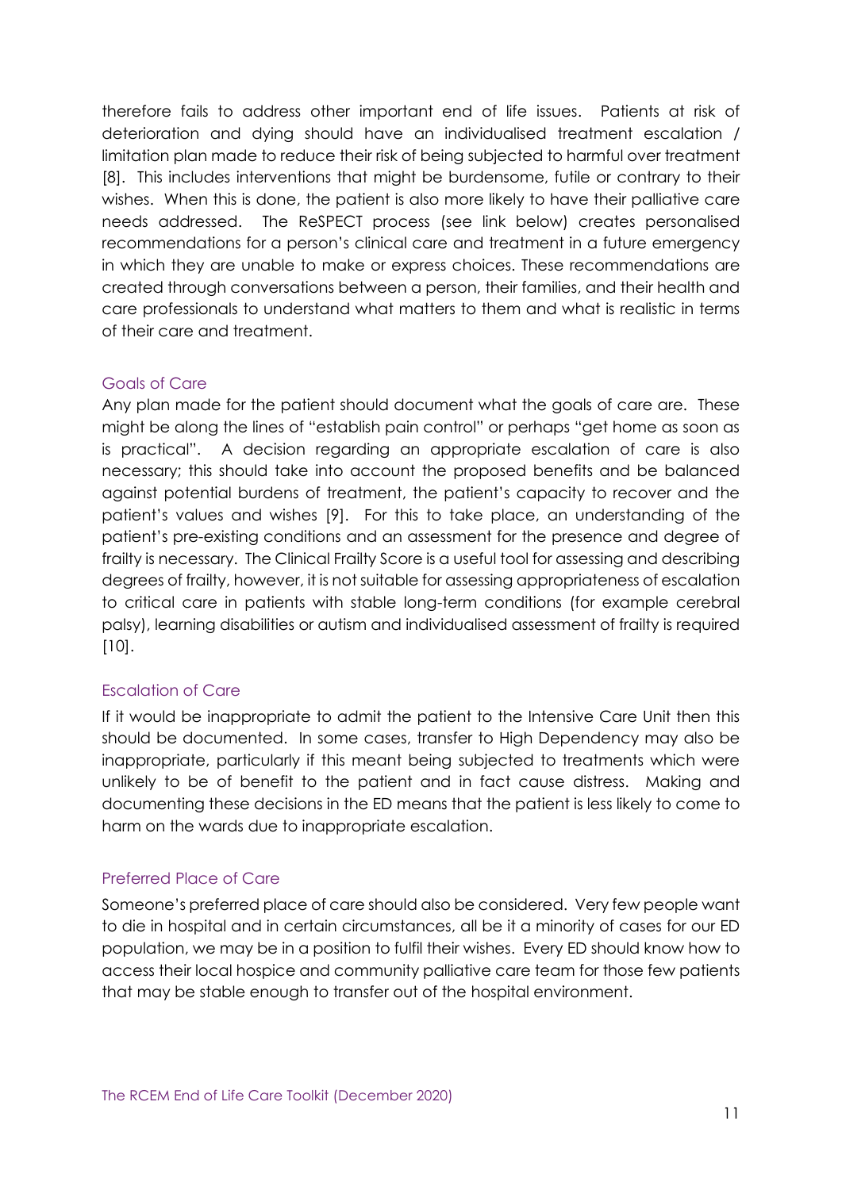therefore fails to address other important end of life issues. Patients at risk of deterioration and dying should have an individualised treatment escalation / limitation plan made to reduce their risk of being subjected to harmful over treatment [8]. This includes interventions that might be burdensome, futile or contrary to their wishes. When this is done, the patient is also more likely to have their palliative care needs addressed. The ReSPECT process (see link below) creates personalised recommendations for a person's clinical care and treatment in a future emergency in which they are unable to make or express choices. These recommendations are created through conversations between a person, their families, and their health and care professionals to understand what matters to them and what is realistic in terms of their care and treatment.

### Goals of Care

Any plan made for the patient should document what the goals of care are. These might be along the lines of "establish pain control" or perhaps "get home as soon as is practical". A decision regarding an appropriate escalation of care is also necessary; this should take into account the proposed benefits and be balanced against potential burdens of treatment, the patient's capacity to recover and the patient's values and wishes [9]. For this to take place, an understanding of the patient's pre-existing conditions and an assessment for the presence and degree of frailty is necessary. The Clinical Frailty Score is a useful tool for assessing and describing degrees of frailty, however, it is not suitable for assessing appropriateness of escalation to critical care in patients with stable long-term conditions (for example cerebral palsy), learning disabilities or autism and individualised assessment of frailty is required [10].

### Escalation of Care

If it would be inappropriate to admit the patient to the Intensive Care Unit then this should be documented. In some cases, transfer to High Dependency may also be inappropriate, particularly if this meant being subjected to treatments which were unlikely to be of benefit to the patient and in fact cause distress. Making and documenting these decisions in the ED means that the patient is less likely to come to harm on the wards due to inappropriate escalation.

### Preferred Place of Care

Someone's preferred place of care should also be considered. Very few people want to die in hospital and in certain circumstances, all be it a minority of cases for our ED population, we may be in a position to fulfil their wishes. Every ED should know how to access their local hospice and community palliative care team for those few patients that may be stable enough to transfer out of the hospital environment.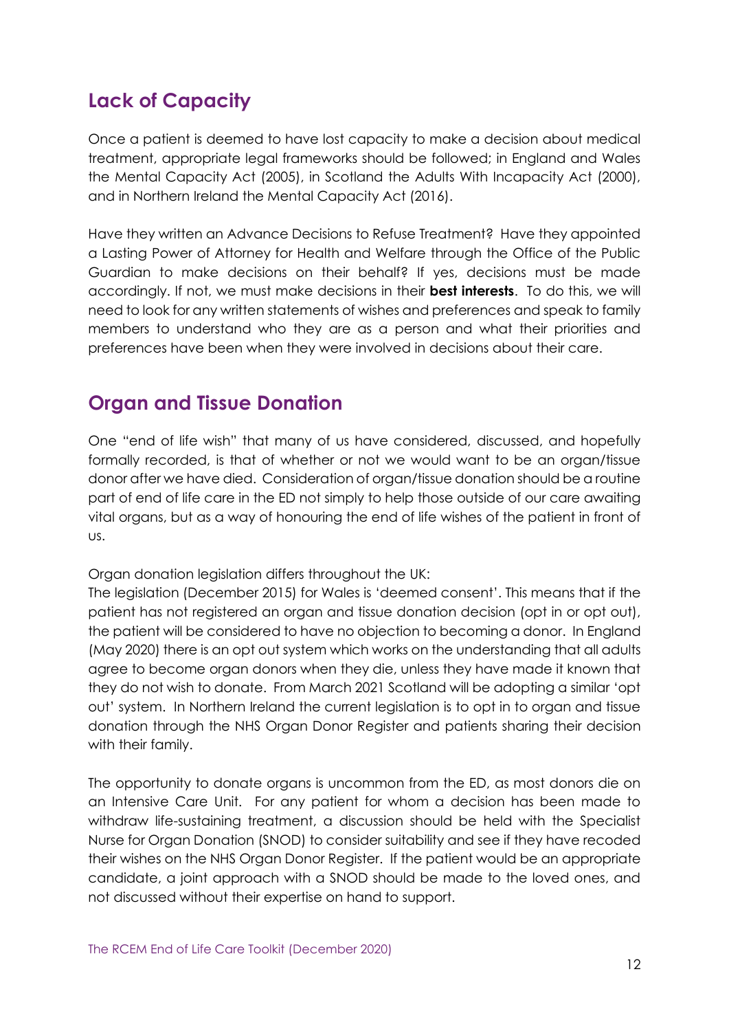## Lack of Capacity

Once a patient is deemed to have lost capacity to make a decision about medical treatment, appropriate legal frameworks should be followed; in England and Wales the Mental Capacity Act (2005), in Scotland the Adults With Incapacity Act (2000), and in Northern Ireland the Mental Capacity Act (2016).

Have they written an Advance Decisions to Refuse Treatment? Have they appointed a Lasting Power of Attorney for Health and Welfare through the Office of the Public Guardian to make decisions on their behalf? If yes, decisions must be made accordingly. If not, we must make decisions in their **best interests**. To do this, we will need to look for any written statements of wishes and preferences and speak to family members to understand who they are as a person and what their priorities and preferences have been when they were involved in decisions about their care.

## Organ and Tissue Donation

One "end of life wish" that many of us have considered, discussed, and hopefully formally recorded, is that of whether or not we would want to be an organ/tissue donor after we have died. Consideration of organ/tissue donation should be a routine part of end of life care in the ED not simply to help those outside of our care awaiting vital organs, but as a way of honouring the end of life wishes of the patient in front of us.

Organ donation legislation differs throughout the UK:
The legislation (December 2015) for Wales is 'deemed consent'. This means that if the patient has not registered an organ and tissue donation decision (opt in or opt out), the patient will be considered to have no objection to becoming a donor. In England (May 2020) there is an opt out system which works on the understanding that all adults agree to become organ donors when they die, unless they have made it known that they do not wish to donate. From March 2021 Scotland will be adopting a similar 'opt out' system. In Northern Ireland the current legislation is to opt in to organ and tissue donation through the NHS Organ Donor Register and patients sharing their decision with their family.

The opportunity to donate organs is uncommon from the ED, as most donors die on an Intensive Care Unit. For any patient for whom a decision has been made to withdraw life-sustaining treatment, a discussion should be held with the Specialist Nurse for Organ Donation (SNOD) to consider suitability and see if they have recoded their wishes on the NHS Organ Donor Register. If the patient would be an appropriate candidate, a joint approach with a SNOD should be made to the loved ones, and not discussed without their expertise on hand to support.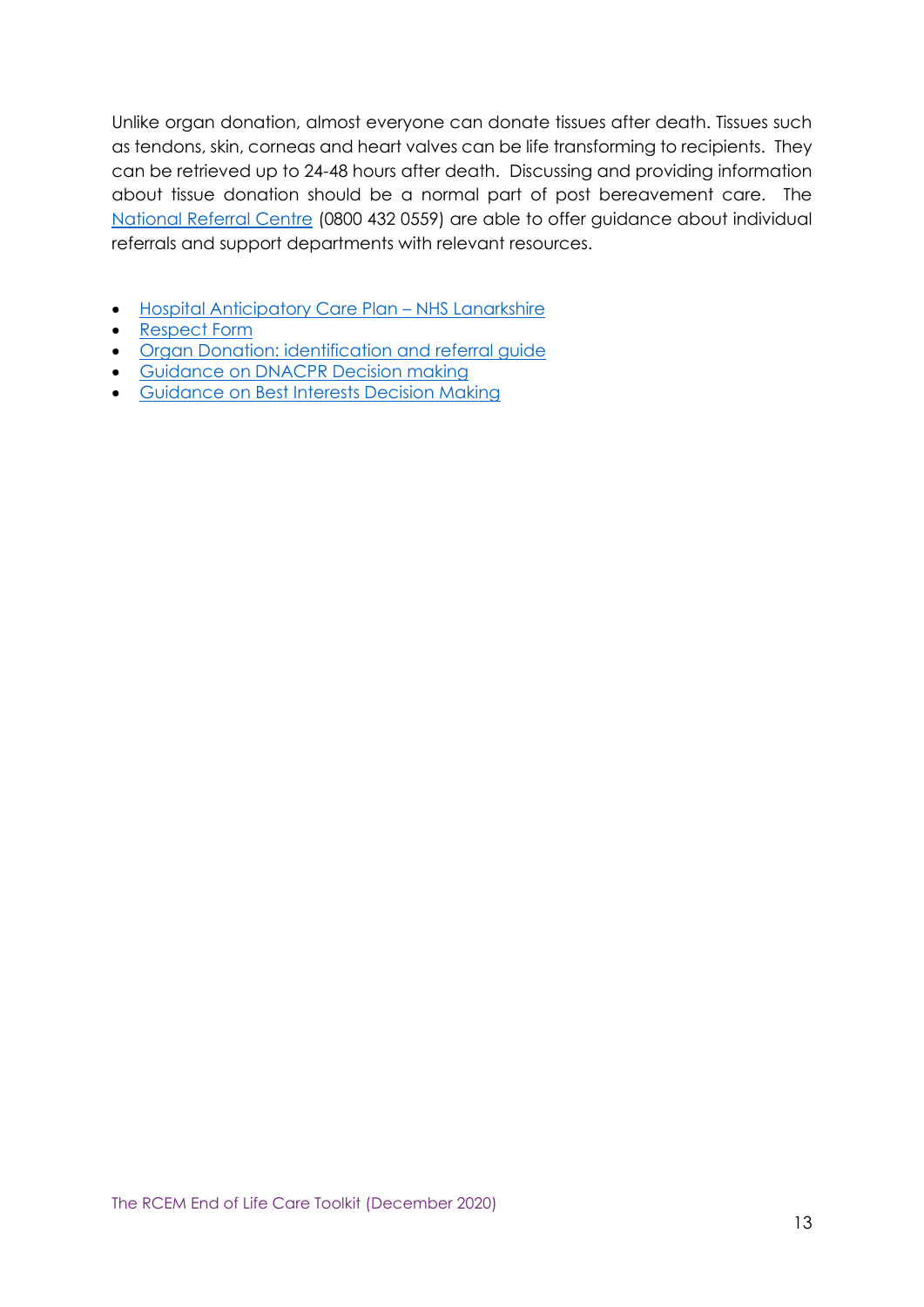Unlike organ donation, almost everyone can donate tissues after death. Tissues such as tendons, skin, corneas and heart valves can be life transforming to recipients. They can be retrieved up to 24-48 hours after death. Discussing and providing information about tissue donation should be a normal part of post bereavement care. The National Referral Centre (0800 432 0559) are able to offer guidance about individual referrals and support departments with relevant resources.

- Hospital Anticipatory Care Plan – NHS Lanarkshire
- Respect Form
- Organ Donation: identification and referral guide
- Guidance on DNACPR Decision making
- Guidance on Best Interests Decision Making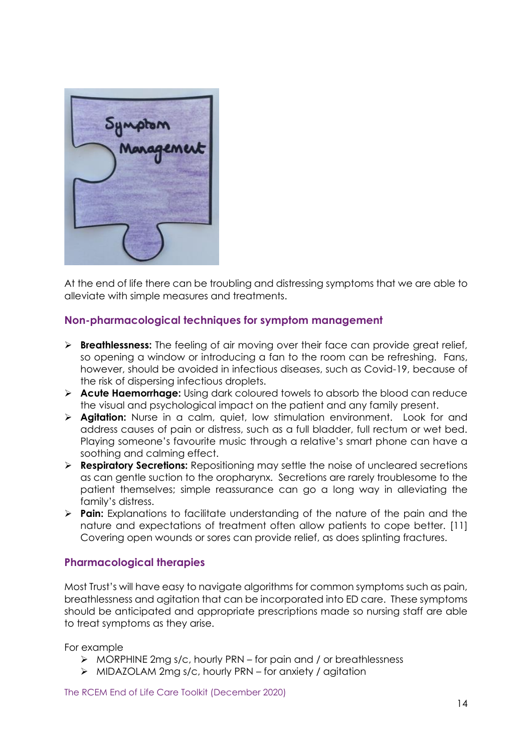At the end of life there can be troubling and distressing symptoms that we are able to alleviate with simple measures and treatments.

## Non-pharmacological techniques for symptom management

- **Breathlessness:** The feeling of air moving over their face can provide great relief, so opening a window or introducing a fan to the room can be refreshing. Fans, however, should be avoided in infectious diseases, such as Covid-19, because of the risk of dispersing infectious droplets.
- **Acute Haemorrhage:** Using dark coloured towels to absorb the blood can reduce the visual and psychological impact on the patient and any family present.
- **Agitation:** Nurse in a calm, quiet, low stimulation environment. Look for and address causes of pain or distress, such as a full bladder, full rectum or wet bed. Playing someone's favourite music through a relative's smart phone can have a soothing and calming effect.
- **Respiratory Secretions:** Repositioning may settle the noise of uncleared secretions as can gentle suction to the oropharynx. Secretions are rarely troublesome to the patient themselves; simple reassurance can go a long way in alleviating the family's distress.
- **Pain:** Explanations to facilitate understanding of the nature of the pain and the nature and expectations of treatment often allow patients to cope better. [11] Covering open wounds or sores can provide relief, as does splinting fractures.

## Pharmacological therapies

Most Trust's will have easy to navigate algorithms for common symptoms such as pain, breathlessness and agitation that can be incorporated into ED care. These symptoms should be anticipated and appropriate prescriptions made so nursing staff are able to treat symptoms as they arise.

For example

- MORPHINE 2mg s/c, hourly PRN – for pain and / or breathlessness
- MIDAZOLAM 2mg s/c, hourly PRN – for anxiety / agitation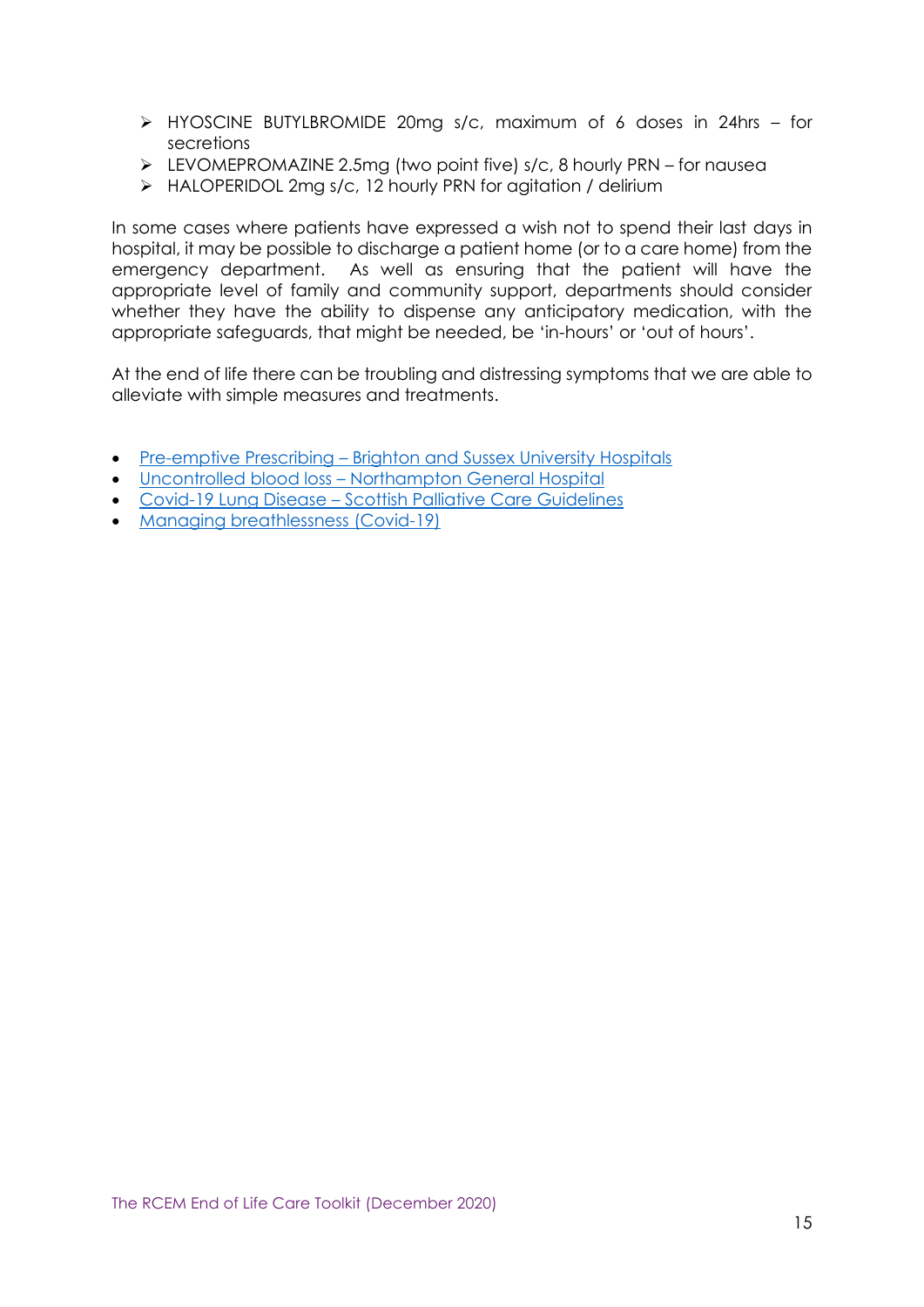- HYOSCINE BUTYLBROMIDE 20mg s/c, maximum of 6 doses in 24hrs – for secretions
- LEVOMEPROMAZINE 2.5mg (two point five) s/c, 8 hourly PRN – for nausea
- HALOPERIDOL 2mg s/c, 12 hourly PRN for agitation / delirium

In some cases where patients have expressed a wish not to spend their last days in hospital, it may be possible to discharge a patient home (or to a care home) from the emergency department. As well as ensuring that the patient will have the appropriate level of family and community support, departments should consider whether they have the ability to dispense any anticipatory medication, with the appropriate safeguards, that might be needed, be 'in-hours' or 'out of hours'.

At the end of life there can be troubling and distressing symptoms that we are able to alleviate with simple measures and treatments.

- Pre-emptive Prescribing – Brighton and Sussex University Hospitals
- Uncontrolled blood loss – Northampton General Hospital
- Covid-19 Lung Disease – Scottish Palliative Care Guidelines
- Managing breathlessness (Covid-19)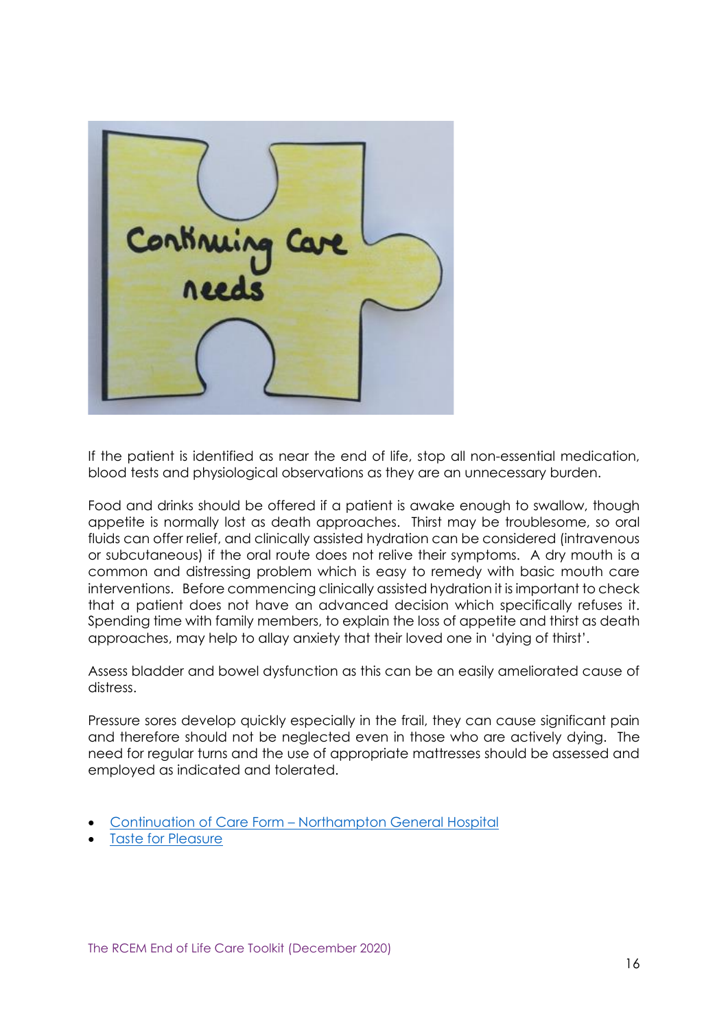If the patient is identified as near the end of life, stop all non-essential medication, blood tests and physiological observations as they are an unnecessary burden.

Food and drinks should be offered if a patient is awake enough to swallow, though appetite is normally lost as death approaches. Thirst may be troublesome, so oral fluids can offer relief, and clinically assisted hydration can be considered (intravenous or subcutaneous) if the oral route does not relive their symptoms. A dry mouth is a common and distressing problem which is easy to remedy with basic mouth care interventions. Before commencing clinically assisted hydration it is important to check that a patient does not have an advanced decision which specifically refuses it. Spending time with family members, to explain the loss of appetite and thirst as death approaches, may help to allay anxiety that their loved one in 'dying of thirst'.

Assess bladder and bowel dysfunction as this can be an easily ameliorated cause of distress.

Pressure sores develop quickly especially in the frail, they can cause significant pain and therefore should not be neglected even in those who are actively dying. The need for regular turns and the use of appropriate mattresses should be assessed and employed as indicated and tolerated.

- Continuation of Care Form – Northampton General Hospital
- Taste for Pleasure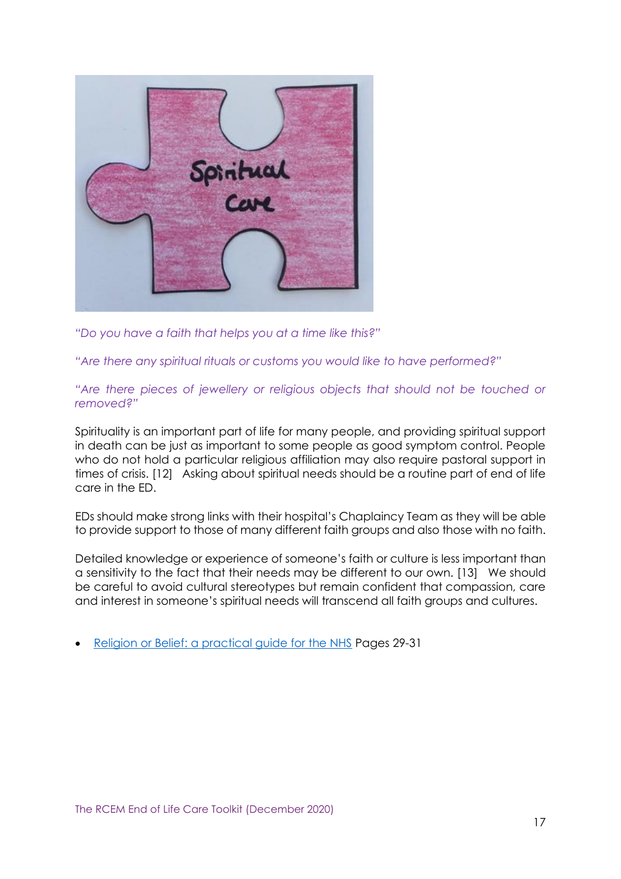*"Do you have a faith that helps you at a time like this?"*

*"Are there any spiritual rituals or customs you would like to have performed?"*

*"Are there pieces of jewellery or religious objects that should not be touched or removed?"*

Spirituality is an important part of life for many people, and providing spiritual support in death can be just as important to some people as good symptom control. People who do not hold a particular religious affiliation may also require pastoral support in times of crisis. [12] Asking about spiritual needs should be a routine part of end of life care in the ED.

EDs should make strong links with their hospital's Chaplaincy Team as they will be able to provide support to those of many different faith groups and also those with no faith.

Detailed knowledge or experience of someone's faith or culture is less important than a sensitivity to the fact that their needs may be different to our own. [13] We should be careful to avoid cultural stereotypes but remain confident that compassion, care and interest in someone's spiritual needs will transcend all faith groups and cultures.

- Religion or Belief: a practical guide for the NHS Pages 29-31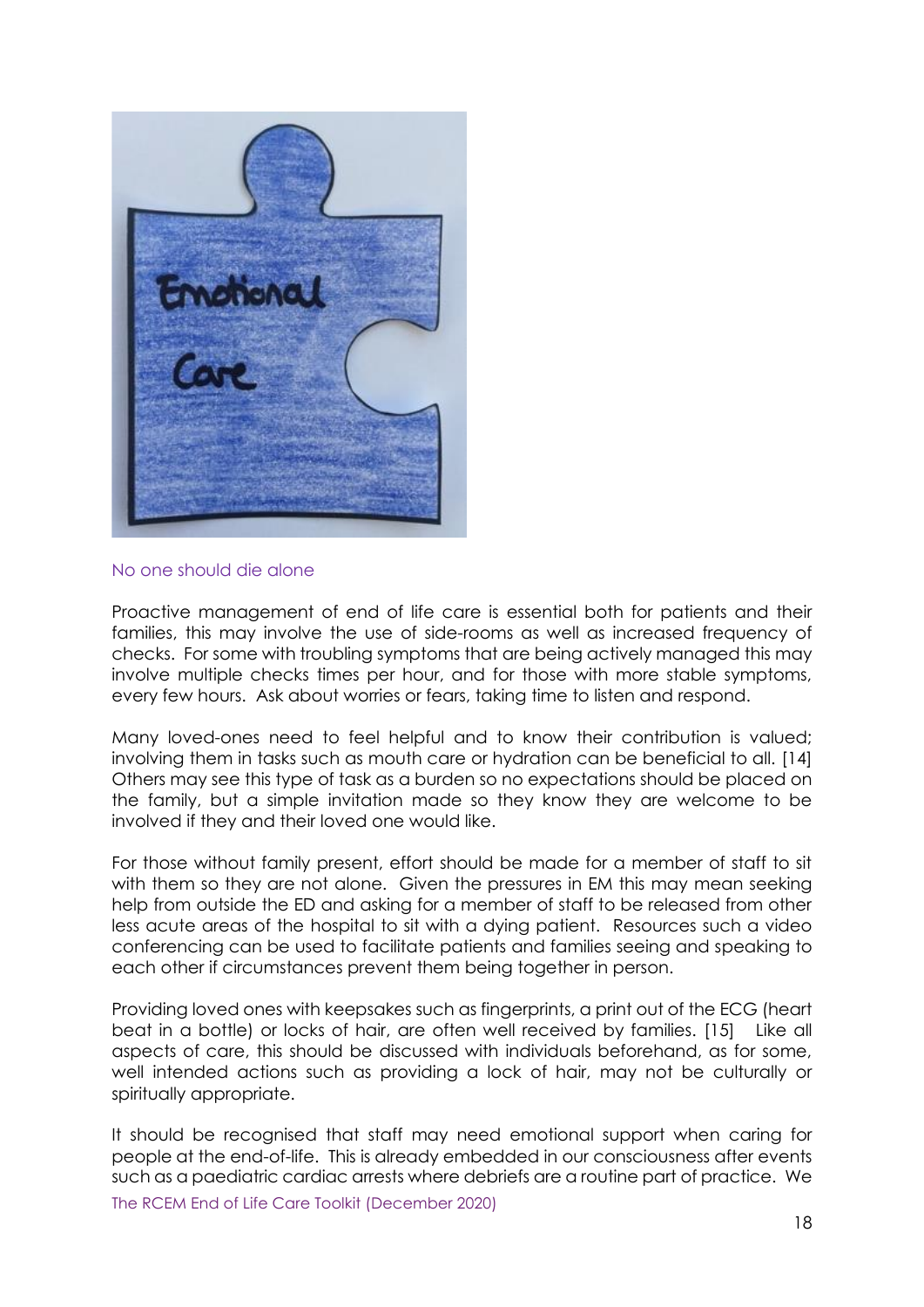No one should die alone

Proactive management of end of life care is essential both for patients and their families, this may involve the use of side-rooms as well as increased frequency of checks. For some with troubling symptoms that are being actively managed this may involve multiple checks times per hour, and for those with more stable symptoms, every few hours. Ask about worries or fears, taking time to listen and respond.

Many loved-ones need to feel helpful and to know their contribution is valued; involving them in tasks such as mouth care or hydration can be beneficial to all. [14] Others may see this type of task as a burden so no expectations should be placed on the family, but a simple invitation made so they know they are welcome to be involved if they and their loved one would like.

For those without family present, effort should be made for a member of staff to sit with them so they are not alone. Given the pressures in EM this may mean seeking help from outside the ED and asking for a member of staff to be released from other less acute areas of the hospital to sit with a dying patient. Resources such a video conferencing can be used to facilitate patients and families seeing and speaking to each other if circumstances prevent them being together in person.

Providing loved ones with keepsakes such as fingerprints, a print out of the ECG (heart beat in a bottle) or locks of hair, are often well received by families. [15] Like all aspects of care, this should be discussed with individuals beforehand, as for some, well intended actions such as providing a lock of hair, may not be culturally or spiritually appropriate.

It should be recognised that staff may need emotional support when caring for people at the end-of-life. This is already embedded in our consciousness after events such as a paediatric cardiac arrests where debriefs are a routine part of practice. We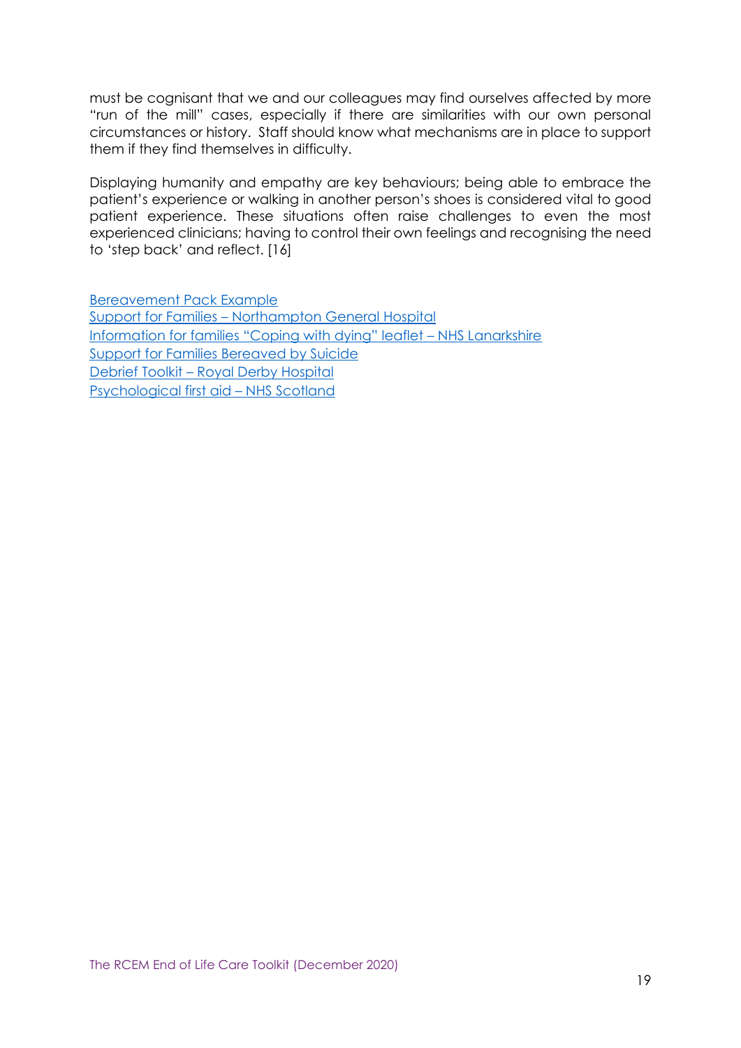must be cognisant that we and our colleagues may find ourselves affected by more "run of the mill" cases, especially if there are similarities with our own personal circumstances or history. Staff should know what mechanisms are in place to support them if they find themselves in difficulty.

Displaying humanity and empathy are key behaviours; being able to embrace the patient's experience or walking in another person's shoes is considered vital to good patient experience. These situations often raise challenges to even the most experienced clinicians; having to control their own feelings and recognising the need to 'step back' and reflect. [16]

Bereavement Pack Example
Support for Families – Northampton General Hospital
Information for families "Coping with dying" leaflet – NHS Lanarkshire
Support for Families Bereaved by Suicide
Debrief Toolkit – Royal Derby Hospital
Psychological first aid – NHS Scotland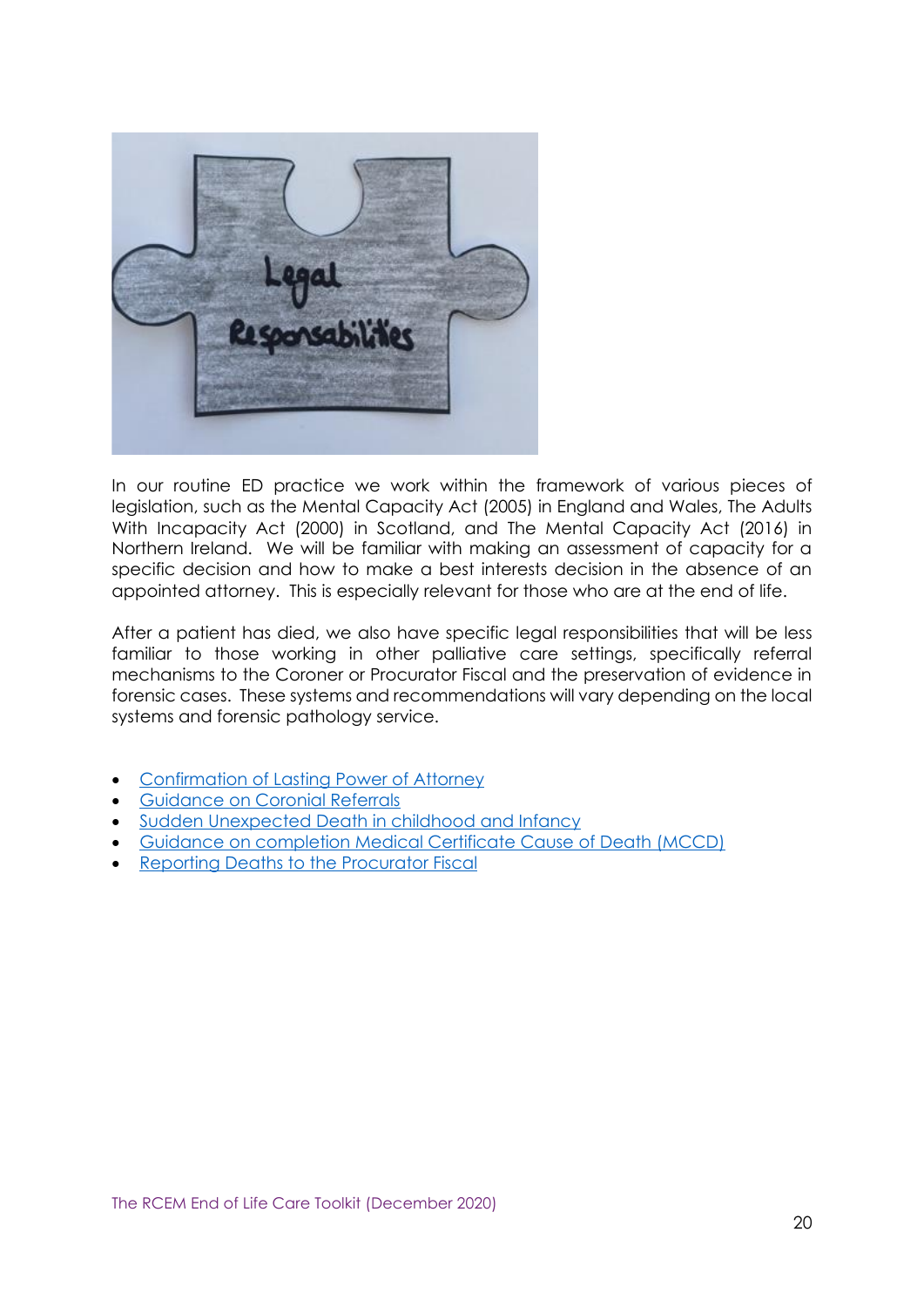In our routine ED practice we work within the framework of various pieces of legislation, such as the Mental Capacity Act (2005) in England and Wales, The Adults With Incapacity Act (2000) in Scotland, and The Mental Capacity Act (2016) in Northern Ireland. We will be familiar with making an assessment of capacity for a specific decision and how to make a best interests decision in the absence of an appointed attorney. This is especially relevant for those who are at the end of life.

After a patient has died, we also have specific legal responsibilities that will be less familiar to those working in other palliative care settings, specifically referral mechanisms to the Coroner or Procurator Fiscal and the preservation of evidence in forensic cases. These systems and recommendations will vary depending on the local systems and forensic pathology service.

- Confirmation of Lasting Power of Attorney
- Guidance on Coronial Referrals
- Sudden Unexpected Death in childhood and Infancy
- Guidance on completion Medical Certificate Cause of Death (MCCD)
- Reporting Deaths to the Procurator Fiscal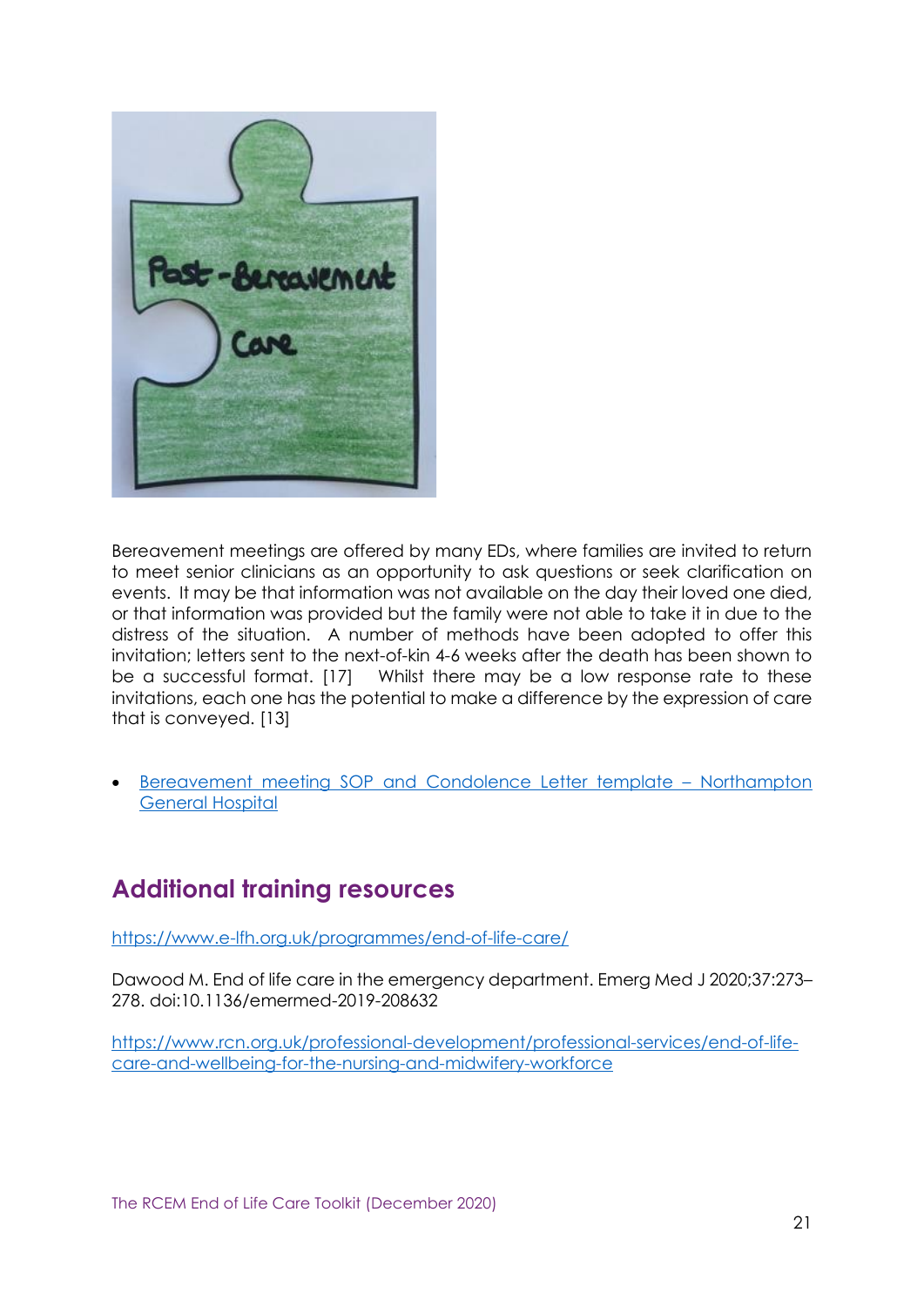Post-Bereavement Care

Bereavement meetings are offered by many EDs, where families are invited to return to meet senior clinicians as an opportunity to ask questions or seek clarification on events. It may be that information was not available on the day their loved one died, or that information was provided but the family were not able to take it in due to the distress of the situation. A number of methods have been adopted to offer this invitation; letters sent to the next-of-kin 4-6 weeks after the death has been shown to be a successful format. [17] Whilst there may be a low response rate to these invitations, each one has the potential to make a difference by the expression of care that is conveyed. [13]

- Bereavement meeting SOP and Condolence Letter template – Northampton General Hospital

## Additional training resources

https://www.e-lfh.org.uk/programmes/end-of-life-care/

Dawood M. End of life care in the emergency department. Emerg Med J 2020;37:273–278. doi:10.1136/emermed-2019-208632

https://www.rcn.org.uk/professional-development/professional-services/end-of-life-care-and-wellbeing-for-the-nursing-and-midwifery-workforce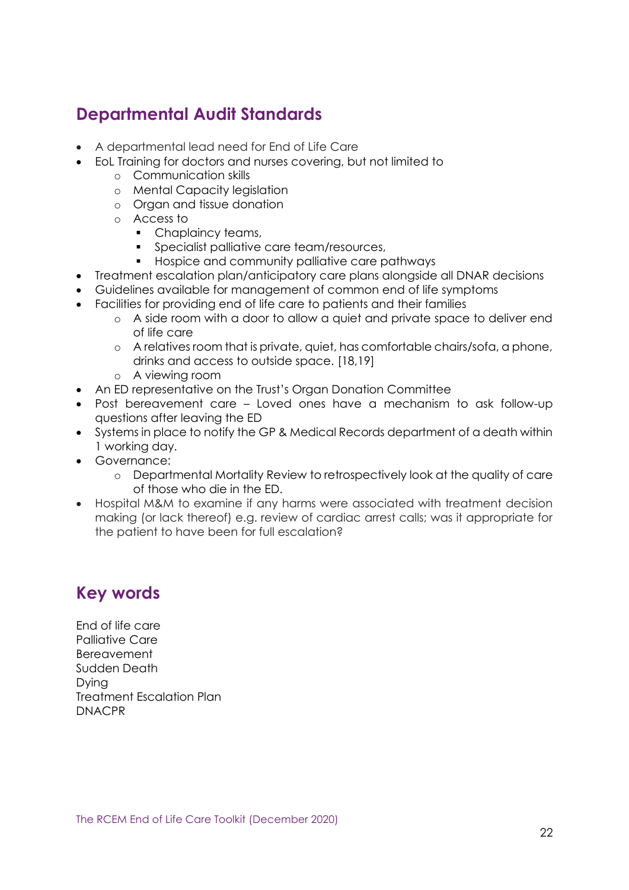## Departmental Audit Standards

- A departmental lead need for End of Life Care
- EoL Training for doctors and nurses covering, but not limited to
  - Communication skills
  - Mental Capacity legislation
  - Organ and tissue donation
  - Access to
    - Chaplaincy teams,
    - Specialist palliative care team/resources,
    - Hospice and community palliative care pathways
- Treatment escalation plan/anticipatory care plans alongside all DNAR decisions
- Guidelines available for management of common end of life symptoms
- Facilities for providing end of life care to patients and their families
  - A side room with a door to allow a quiet and private space to deliver end of life care
  - A relatives room that is private, quiet, has comfortable chairs/sofa, a phone, drinks and access to outside space. [18,19]
  - A viewing room
- An ED representative on the Trust's Organ Donation Committee
- Post bereavement care – Loved ones have a mechanism to ask follow-up questions after leaving the ED
- Systems in place to notify the GP & Medical Records department of a death within 1 working day.
- Governance:
  - Departmental Mortality Review to retrospectively look at the quality of care of those who die in the ED.
- Hospital M&M to examine if any harms were associated with treatment decision making (or lack thereof) e.g. review of cardiac arrest calls; was it appropriate for the patient to have been for full escalation?

## Key words

End of life care
Palliative Care
Bereavement
Sudden Death
Dying
Treatment Escalation Plan
DNACPR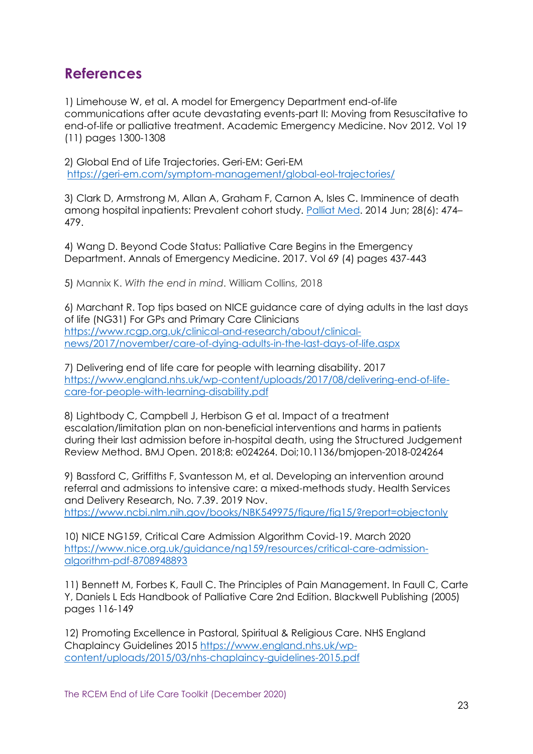## References

1) Limehouse W, et al. A model for Emergency Department end-of-life communications after acute devastating events-part II: Moving from Resuscitative to end-of-life or palliative treatment. Academic Emergency Medicine. Nov 2012. Vol 19 (11) pages 1300-1308

2) Global End of Life Trajectories. Geri-EM: Geri-EM https://geri-em.com/symptom-management/global-eol-trajectories/

3) Clark D, Armstrong M, Allan A, Graham F, Carnon A, Isles C. Imminence of death among hospital inpatients: Prevalent cohort study. Palliat Med. 2014 Jun; 28(6): 474–479.

4) Wang D. Beyond Code Status: Palliative Care Begins in the Emergency Department. Annals of Emergency Medicine. 2017. Vol 69 (4) pages 437-443

5) Mannix K. *With the end in mind*. William Collins, 2018

6) Marchant R. Top tips based on NICE guidance care of dying adults in the last days of life (NG31) For GPs and Primary Care Clinicians https://www.rcgp.org.uk/clinical-and-research/about/clinical-news/2017/november/care-of-dying-adults-in-the-last-days-of-life.aspx

7) Delivering end of life care for people with learning disability. 2017 https://www.england.nhs.uk/wp-content/uploads/2017/08/delivering-end-of-life-care-for-people-with-learning-disability.pdf

8) Lightbody C, Campbell J, Herbison G et al. Impact of a treatment escalation/limitation plan on non-beneficial interventions and harms in patients during their last admission before in-hospital death, using the Structured Judgement Review Method. BMJ Open. 2018;8: e024264. Doi;10.1136/bmjopen-2018-024264

9) Bassford C, Griffiths F, Svantesson M, et al. Developing an intervention around referral and admissions to intensive care: a mixed-methods study. Health Services and Delivery Research, No. 7.39. 2019 Nov. https://www.ncbi.nlm.nih.gov/books/NBK549975/figure/fig15/?report=objectonly

10) NICE NG159, Critical Care Admission Algorithm Covid-19. March 2020 https://www.nice.org.uk/guidance/ng159/resources/critical-care-admission-algorithm-pdf-8708948893

11) Bennett M, Forbes K, Faull C. The Principles of Pain Management. In Faull C, Carte Y, Daniels L Eds Handbook of Palliative Care 2nd Edition. Blackwell Publishing (2005) pages 116-149

12) Promoting Excellence in Pastoral, Spiritual & Religious Care. NHS England Chaplaincy Guidelines 2015 https://www.england.nhs.uk/wp-content/uploads/2015/03/nhs-chaplaincy-guidelines-2015.pdf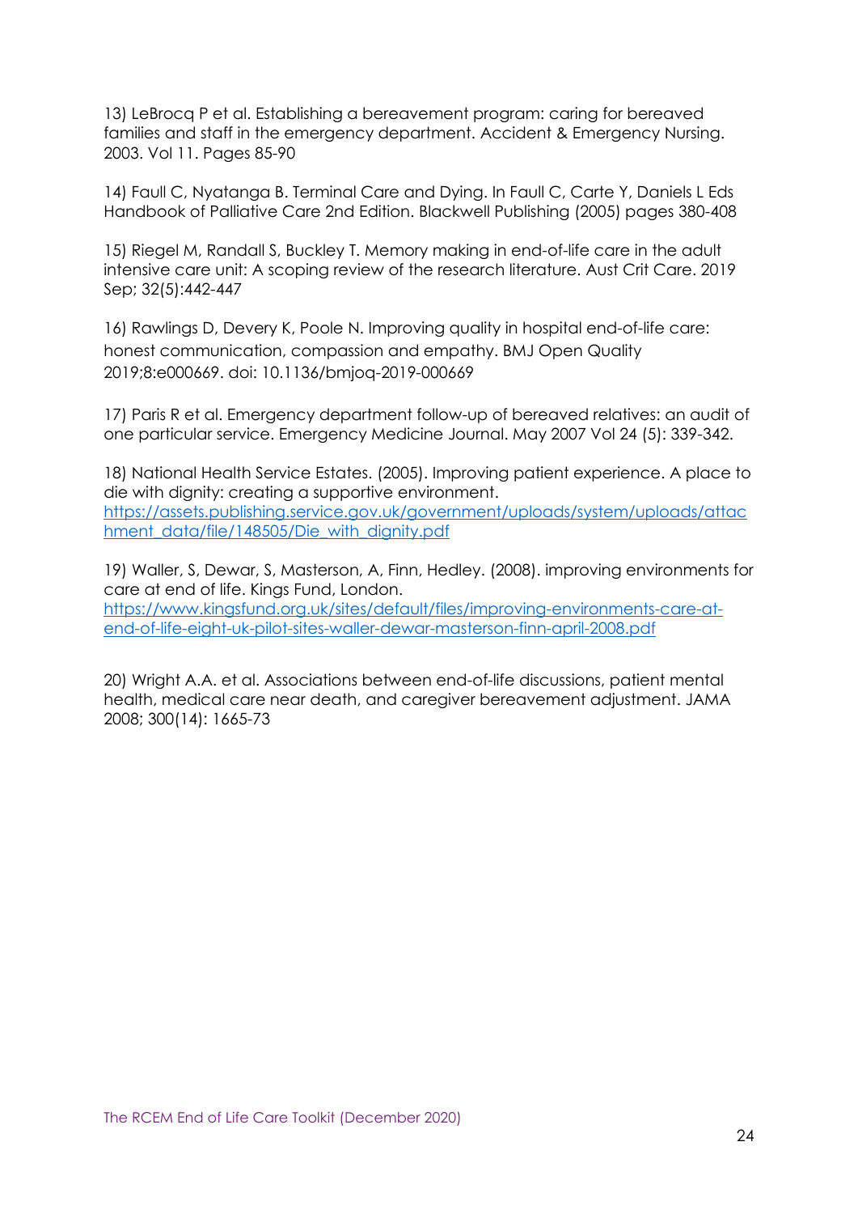13) LeBrocq P et al. Establishing a bereavement program: caring for bereaved families and staff in the emergency department. Accident & Emergency Nursing. 2003. Vol 11. Pages 85-90

14) Faull C, Nyatanga B. Terminal Care and Dying. In Faull C, Carte Y, Daniels L Eds Handbook of Palliative Care 2nd Edition. Blackwell Publishing (2005) pages 380-408

15) Riegel M, Randall S, Buckley T. Memory making in end-of-life care in the adult intensive care unit: A scoping review of the research literature. Aust Crit Care. 2019 Sep; 32(5):442-447

16) Rawlings D, Devery K, Poole N. Improving quality in hospital end-of-life care: honest communication, compassion and empathy. BMJ Open Quality 2019;8:e000669. doi: 10.1136/bmjoq-2019-000669

17) Paris R et al. Emergency department follow-up of bereaved relatives: an audit of one particular service. Emergency Medicine Journal. May 2007 Vol 24 (5): 339-342.

18) National Health Service Estates. (2005). Improving patient experience. A place to die with dignity: creating a supportive environment. https://assets.publishing.service.gov.uk/government/uploads/system/uploads/attachment_data/file/148505/Die_with_dignity.pdf

19) Waller, S, Dewar, S, Masterson, A, Finn, Hedley. (2008). improving environments for care at end of life. Kings Fund, London. https://www.kingsfund.org.uk/sites/default/files/improving-environments-care-at-end-of-life-eight-uk-pilot-sites-waller-dewar-masterson-finn-april-2008.pdf

20) Wright A.A. et al. Associations between end-of-life discussions, patient mental health, medical care near death, and caregiver bereavement adjustment. JAMA 2008; 300(14): 1665-73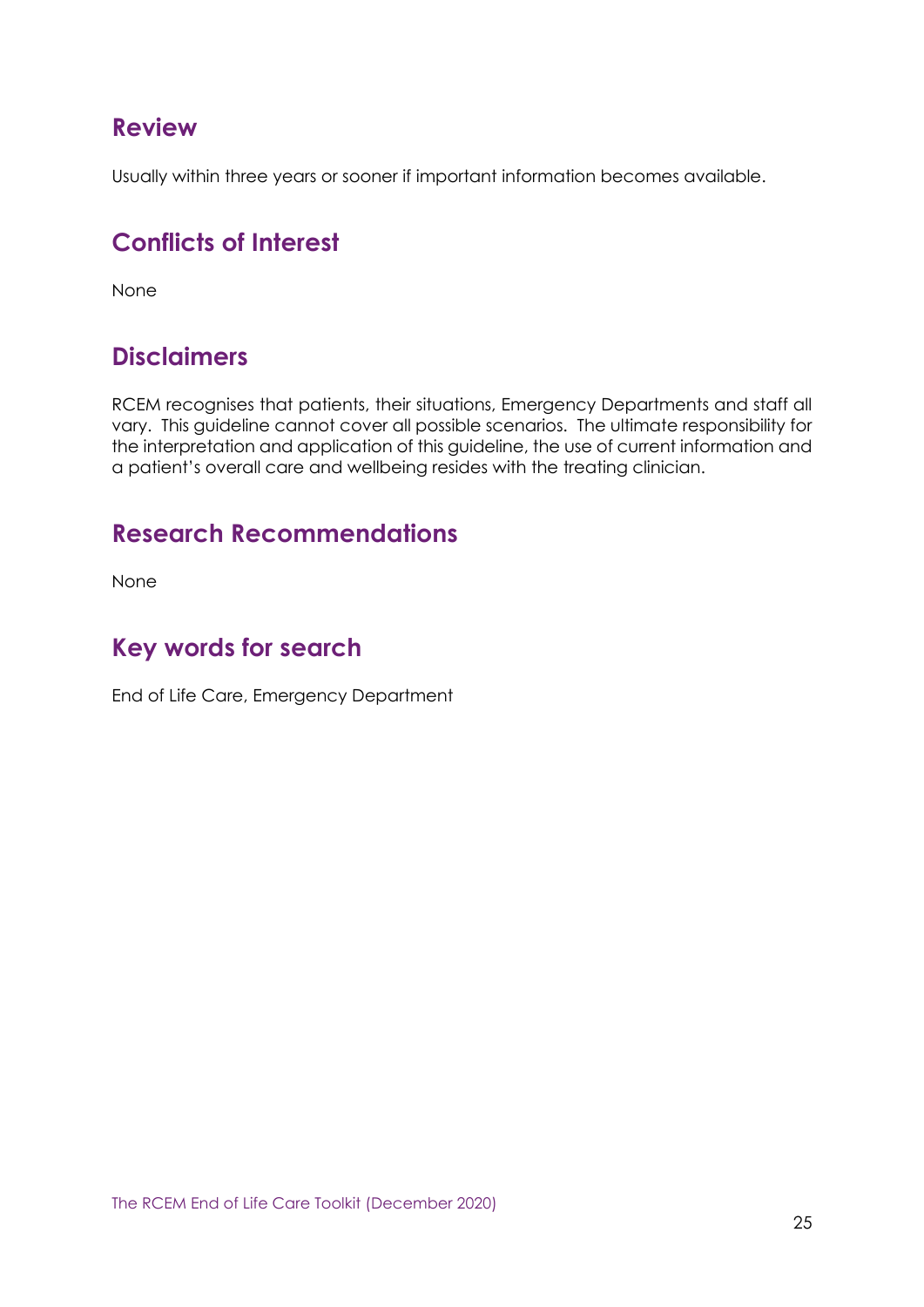## Review

Usually within three years or sooner if important information becomes available.

## Conflicts of Interest

None

## Disclaimers

RCEM recognises that patients, their situations, Emergency Departments and staff all vary. This guideline cannot cover all possible scenarios. The ultimate responsibility for the interpretation and application of this guideline, the use of current information and a patient's overall care and wellbeing resides with the treating clinician.

## Research Recommendations

None

## Key words for search

End of Life Care, Emergency Department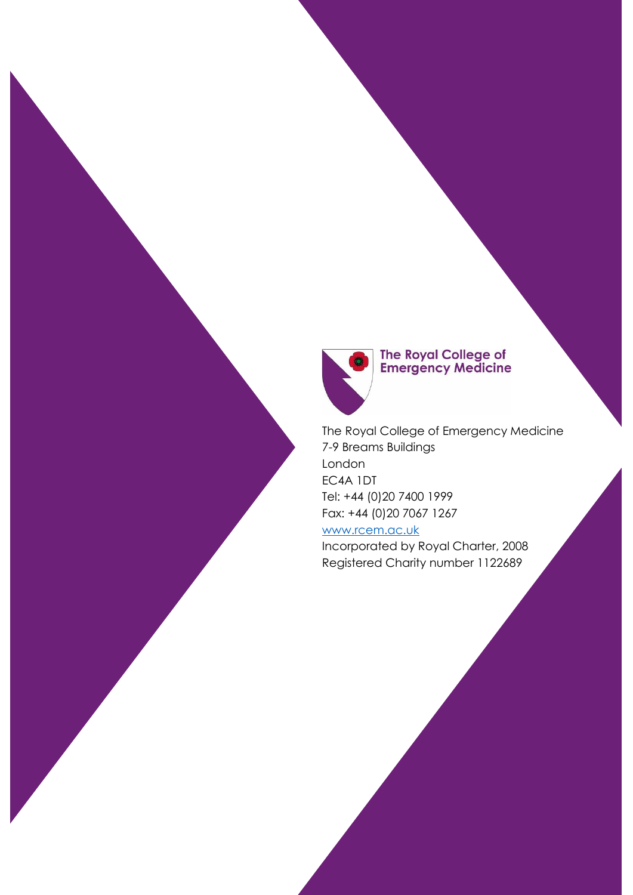The Royal College of Emergency Medicine

The Royal College of Emergency Medicine
7-9 Breams Buildings
London
EC4A 1DT
Tel: +44 (0)20 7400 1999
Fax: +44 (0)20 7067 1267
www.rcem.ac.uk
Incorporated by Royal Charter, 2008
Registered Charity number 1122689